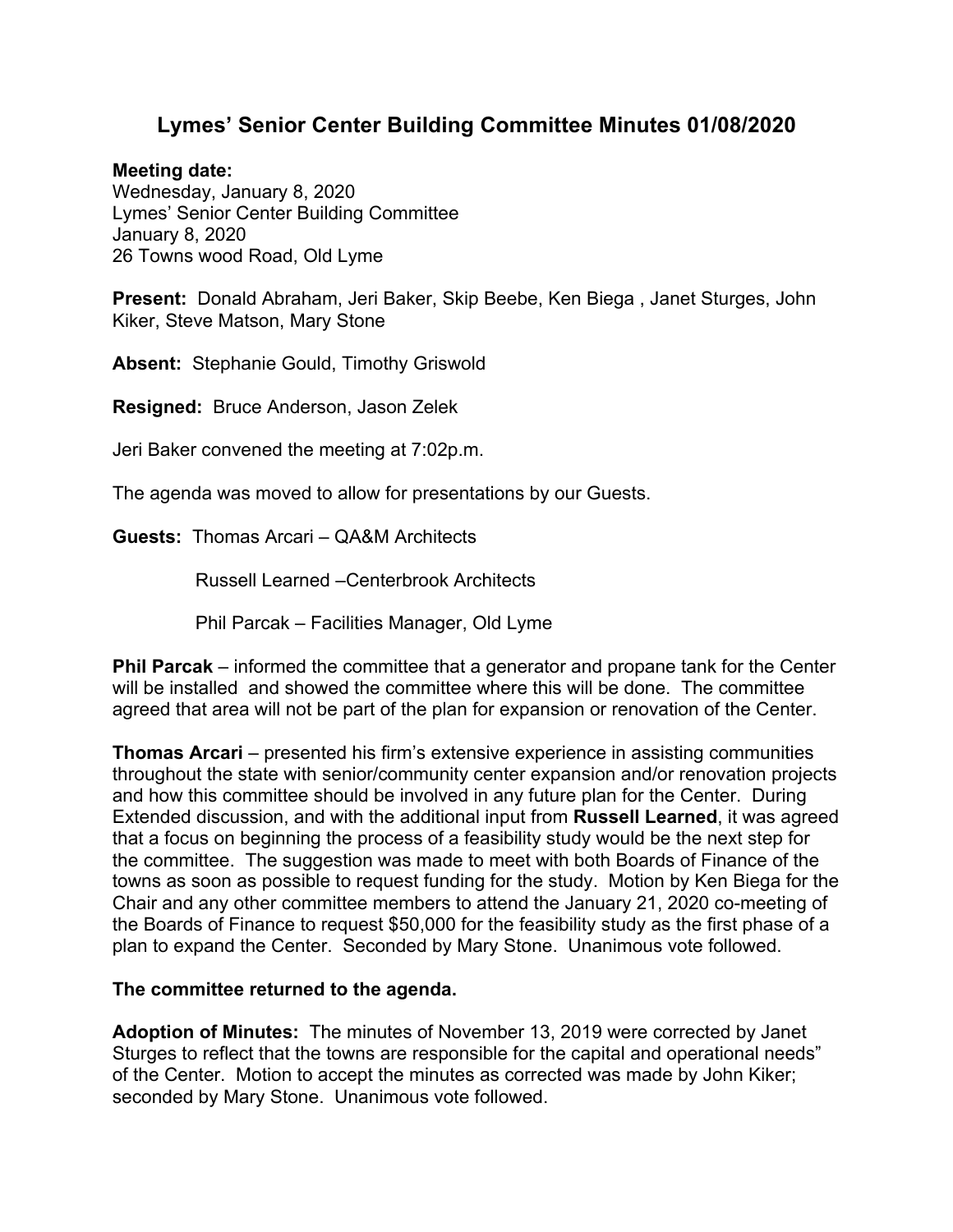# Lymes' Senior Center Building Committee Minutes 01/08/2020

**Meeting date:**
Wednesday, January 8, 2020
Lymes' Senior Center Building Committee
January 8, 2020
26 Towns wood Road, Old Lyme

**Present:** Donald Abraham, Jeri Baker, Skip Beebe, Ken Biega , Janet Sturges, John Kiker, Steve Matson, Mary Stone

**Absent:** Stephanie Gould, Timothy Griswold

**Resigned:** Bruce Anderson, Jason Zelek

Jeri Baker convened the meeting at 7:02p.m.

The agenda was moved to allow for presentations by our Guests.

**Guests:** Thomas Arcari – QA&M Architects

Russell Learned –Centerbrook Architects

Phil Parcak – Facilities Manager, Old Lyme

**Phil Parcak** – informed the committee that a generator and propane tank for the Center will be installed and showed the committee where this will be done. The committee agreed that area will not be part of the plan for expansion or renovation of the Center.

**Thomas Arcari** – presented his firm's extensive experience in assisting communities throughout the state with senior/community center expansion and/or renovation projects and how this committee should be involved in any future plan for the Center. During Extended discussion, and with the additional input from **Russell Learned**, it was agreed that a focus on beginning the process of a feasibility study would be the next step for the committee. The suggestion was made to meet with both Boards of Finance of the towns as soon as possible to request funding for the study. Motion by Ken Biega for the Chair and any other committee members to attend the January 21, 2020 co-meeting of the Boards of Finance to request $50,000 for the feasibility study as the first phase of a plan to expand the Center. Seconded by Mary Stone. Unanimous vote followed.

**The committee returned to the agenda.**

**Adoption of Minutes:** The minutes of November 13, 2019 were corrected by Janet Sturges to reflect that the towns are responsible for the capital and operational needs" of the Center. Motion to accept the minutes as corrected was made by John Kiker; seconded by Mary Stone. Unanimous vote followed.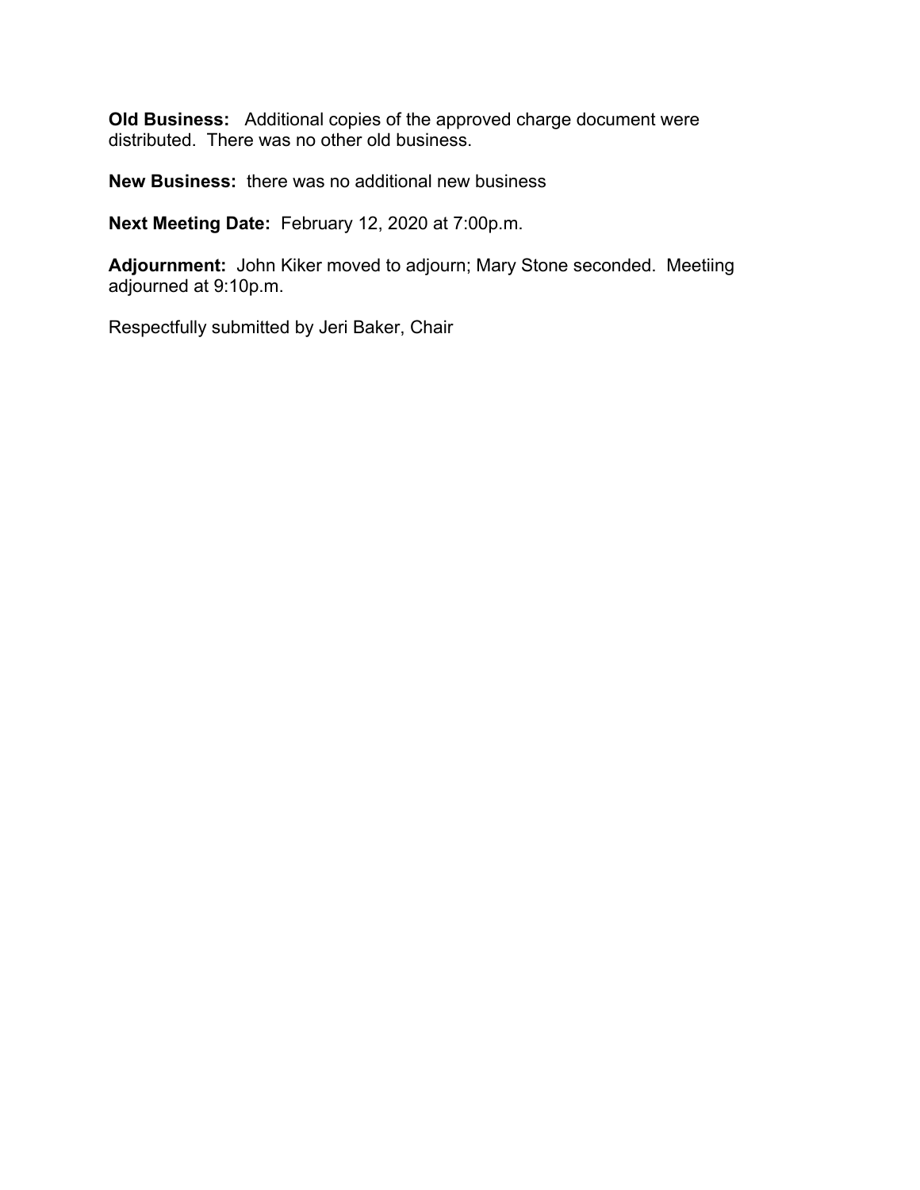**Old Business:** Additional copies of the approved charge document were distributed. There was no other old business.

**New Business:** there was no additional new business

**Next Meeting Date:** February 12, 2020 at 7:00p.m.

**Adjournment:** John Kiker moved to adjourn; Mary Stone seconded. Meetiing adjourned at 9:10p.m.

Respectfully submitted by Jeri Baker, Chair